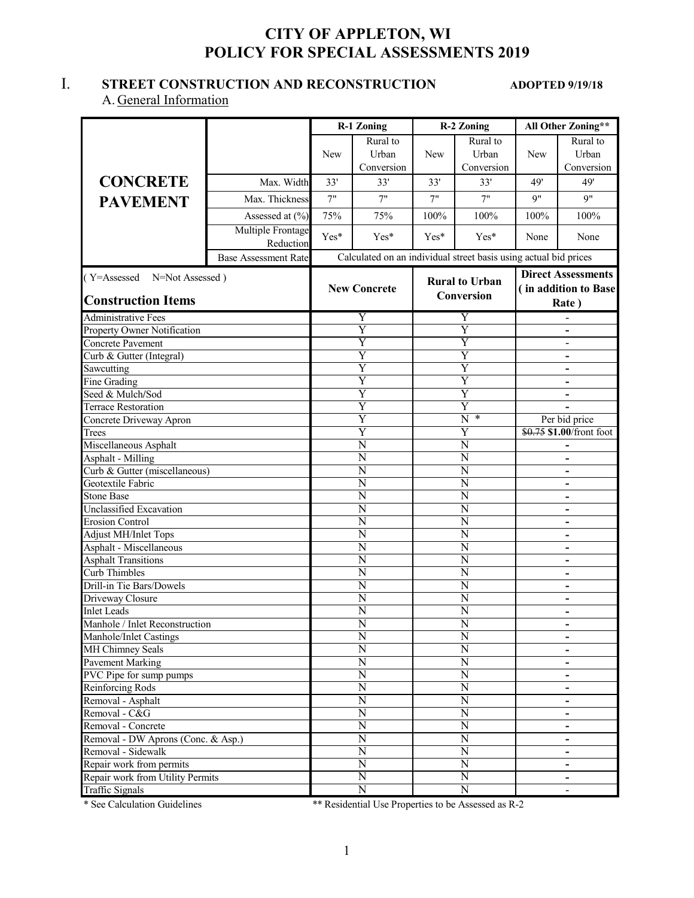# CITY OF APPLETON, WI
# POLICY FOR SPECIAL ASSESSMENTS 2019

## I. STREET CONSTRUCTION AND RECONSTRUCTION

**ADOPTED 9/19/18**

### A. General Information

| CONCRETE PAVEMENT | | R-1 Zoning | | R-2 Zoning | | All Other Zoning** | |
|---|---|---|---|---|---|---|---|
| | | New | Rural to Urban Conversion | New | Rural to Urban Conversion | New | Rural to Urban Conversion |
| | Max. Width | 33' | 33' | 33' | 33' | 49' | 49' |
| | Max. Thickness | 7" | 7" | 7" | 7" | 9" | 9" |
| | Assessed at (%) | 75% | 75% | 100% | 100% | 100% | 100% |
| | Multiple Frontage Reduction | Yes* | Yes* | Yes* | Yes* | None | None |
| | Base Assessment Rate | Calculated on an individual street basis using actual bid prices | | | | | |

| ( Y=Assessed N=Not Assessed ) **Construction Items** | **New Concrete** | **Rural to Urban Conversion** | **Direct Assessments ( in addition to Base Rate )** |
|---|---|---|---|
| Administrative Fees | Y | Y | - |
| Property Owner Notification | Y | Y | - |
| Concrete Pavement | Y | Y | - |
| Curb & Gutter (Integral) | Y | Y | - |
| Sawcutting | Y | Y | - |
| Fine Grading | Y | Y | - |
| Seed & Mulch/Sod | Y | Y | - |
| Terrace Restoration | Y | Y | - |
| Concrete Driveway Apron | Y | N * | Per bid price |
| Trees | Y | Y | ~~$0.75~~ **$1.00**/front foot |
| Miscellaneous Asphalt | N | N | - |
| Asphalt - Milling | N | N | - |
| Curb & Gutter (miscellaneous) | N | N | - |
| Geotextile Fabric | N | N | - |
| Stone Base | N | N | - |
| Unclassified Excavation | N | N | - |
| Erosion Control | N | N | - |
| Adjust MH/Inlet Tops | N | N | - |
| Asphalt - Miscellaneous | N | N | - |
| Asphalt Transitions | N | N | - |
| Curb Thimbles | N | N | - |
| Drill-in Tie Bars/Dowels | N | N | - |
| Driveway Closure | N | N | - |
| Inlet Leads | N | N | - |
| Manhole / Inlet Reconstruction | N | N | - |
| Manhole/Inlet Castings | N | N | - |
| MH Chimney Seals | N | N | - |
| Pavement Marking | N | N | - |
| PVC Pipe for sump pumps | N | N | - |
| Reinforcing Rods | N | N | - |
| Removal - Asphalt | N | N | - |
| Removal - C&G | N | N | - |
| Removal - Concrete | N | N | - |
| Removal - DW Aprons (Conc. & Asp.) | N | N | - |
| Removal - Sidewalk | N | N | - |
| Repair work from permits | N | N | - |
| Repair work from Utility Permits | N | N | - |
| Traffic Signals | N | N | - |

\* See Calculation Guidelines

** Residential Use Properties to be Assessed as R-2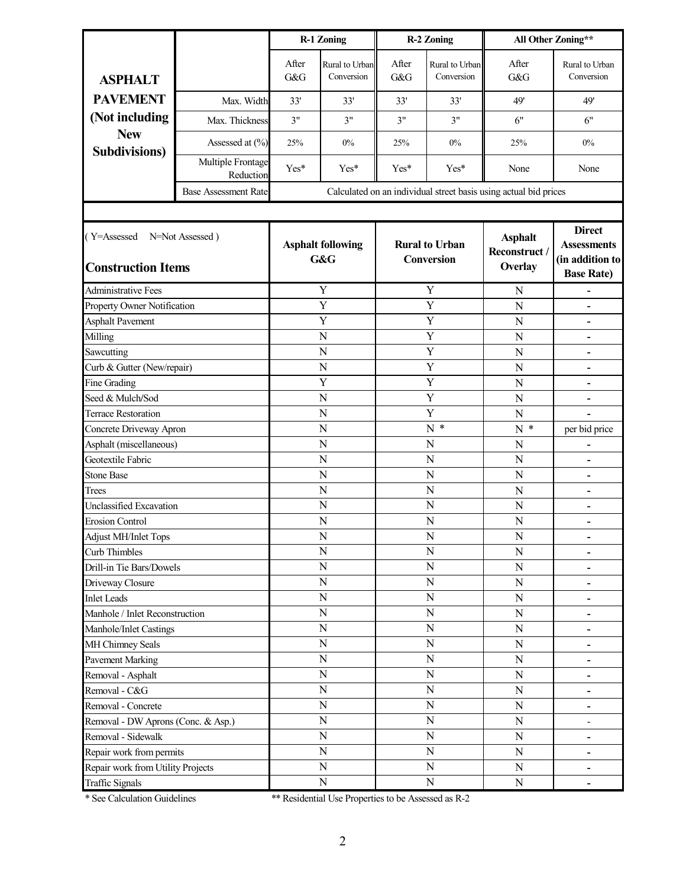| ASPHALT PAVEMENT (Not including New Subdivisions) | | R-1 Zoning | | R-2 Zoning | | All Other Zoning** | |
|---|---|---|---|---|---|---|---|
| | | After G&G | Rural to Urban Conversion | After G&G | Rural to Urban Conversion | After G&G | Rural to Urban Conversion |
| | Max. Width | 33' | 33' | 33' | 33' | 49' | 49' |
| | Max. Thickness | 3" | 3" | 3" | 3" | 6" | 6" |
| | Assessed at (%) | 25% | 0% | 25% | 0% | 25% | 0% |
| | Multiple Frontage Reduction | Yes* | Yes* | Yes* | Yes* | None | None |
| | Base Assessment Rate | Calculated on an individual street basis using actual bid prices | | | | | |

| ( Y=Assessed N=Not Assessed ) **Construction Items** | **Asphalt following G&G** | **Rural to Urban Conversion** | **Asphalt Reconstruct / Overlay** | **Direct Assessments (in addition to Base Rate)** |
|---|---|---|---|---|
| Administrative Fees | Y | Y | N | - |
| Property Owner Notification | Y | Y | N | - |
| Asphalt Pavement | Y | Y | N | - |
| Milling | N | Y | N | - |
| Sawcutting | N | Y | N | - |
| Curb & Gutter (New/repair) | N | Y | N | - |
| Fine Grading | Y | Y | N | - |
| Seed & Mulch/Sod | N | Y | N | - |
| Terrace Restoration | N | Y | N | - |
| Concrete Driveway Apron | N | N * | N * | per bid price |
| Asphalt (miscellaneous) | N | N | N | - |
| Geotextile Fabric | N | N | N | - |
| Stone Base | N | N | N | - |
| Trees | N | N | N | - |
| Unclassified Excavation | N | N | N | - |
| Erosion Control | N | N | N | - |
| Adjust MH/Inlet Tops | N | N | N | - |
| Curb Thimbles | N | N | N | - |
| Drill-in Tie Bars/Dowels | N | N | N | - |
| Driveway Closure | N | N | N | - |
| Inlet Leads | N | N | N | - |
| Manhole / Inlet Reconstruction | N | N | N | - |
| Manhole/Inlet Castings | N | N | N | - |
| MH Chimney Seals | N | N | N | - |
| Pavement Marking | N | N | N | - |
| Removal - Asphalt | N | N | N | - |
| Removal - C&G | N | N | N | - |
| Removal - Concrete | N | N | N | - |
| Removal - DW Aprons (Conc. & Asp.) | N | N | N | - |
| Removal - Sidewalk | N | N | N | - |
| Repair work from permits | N | N | N | - |
| Repair work from Utility Projects | N | N | N | - |
| Traffic Signals | N | N | N | - |

\* See Calculation Guidelines

** Residential Use Properties to be Assessed as R-2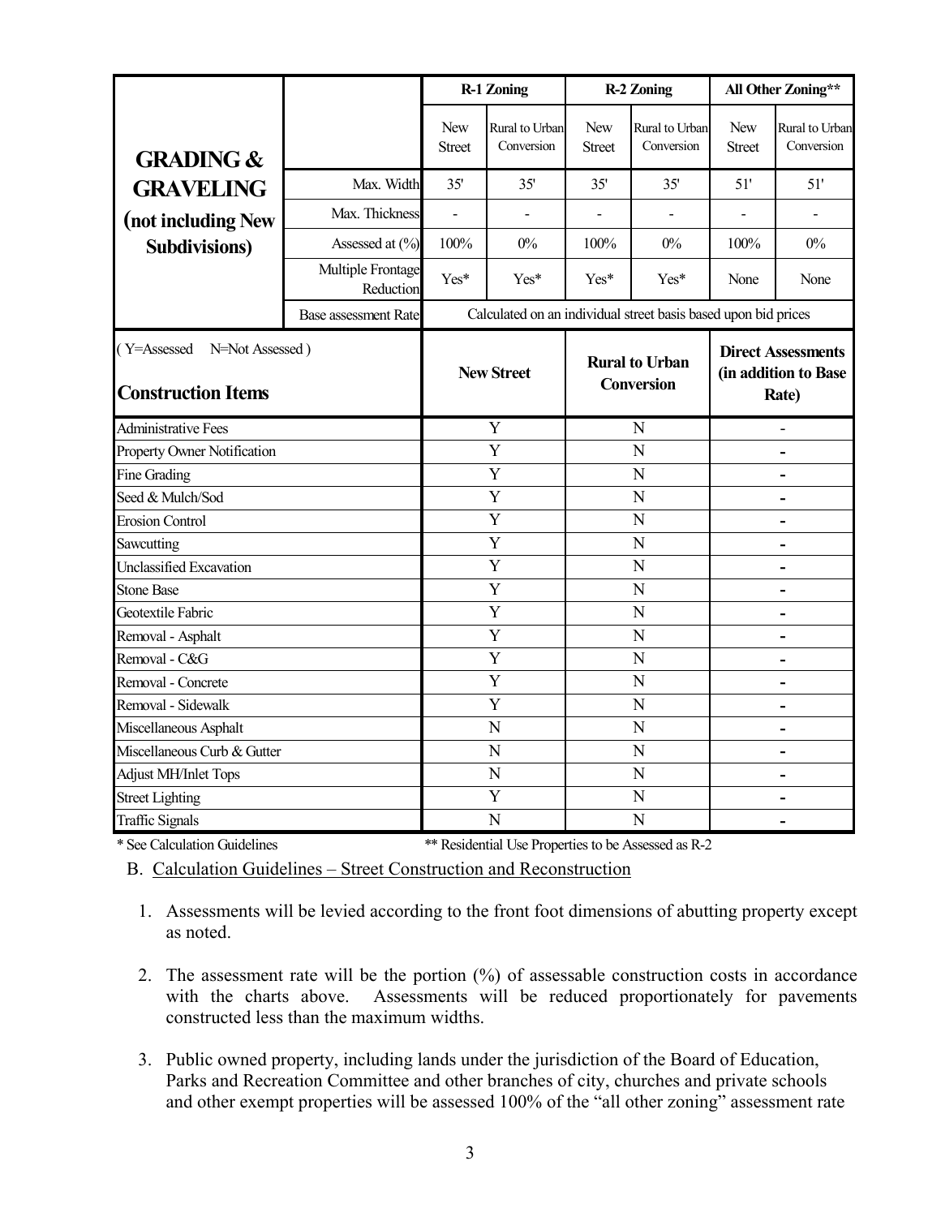| **GRADING & GRAVELING (not including New Subdivisions)** | | **R-1 Zoning** | | **R-2 Zoning** | | **All Other Zoning**** | |
|---|---|---|---|---|---|---|---|
| | | New Street | Rural to Urban Conversion | New Street | Rural to Urban Conversion | New Street | Rural to Urban Conversion |
| | Max. Width | 35' | 35' | 35' | 35' | 51' | 51' |
| | Max. Thickness | - | - | - | - | - | - |
| | Assessed at (%) | 100% | 0% | 100% | 0% | 100% | 0% |
| | Multiple Frontage Reduction | Yes* | Yes* | Yes* | Yes* | None | None |
| | Base assessment Rate | Calculated on an individual street basis based upon bid prices | | | | | |

| ( Y=Assessed N=Not Assessed ) **Construction Items** | **New Street** | **Rural to Urban Conversion** | **Direct Assessments (in addition to Base Rate)** |
|---|---|---|---|
| Administrative Fees | Y | N | - |
| Property Owner Notification | Y | N | - |
| Fine Grading | Y | N | - |
| Seed & Mulch/Sod | Y | N | - |
| Erosion Control | Y | N | - |
| Sawcutting | Y | N | - |
| Unclassified Excavation | Y | N | - |
| Stone Base | Y | N | - |
| Geotextile Fabric | Y | N | - |
| Removal - Asphalt | Y | N | - |
| Removal - C&G | Y | N | - |
| Removal - Concrete | Y | N | - |
| Removal - Sidewalk | Y | N | - |
| Miscellaneous Asphalt | N | N | - |
| Miscellaneous Curb & Gutter | N | N | - |
| Adjust MH/Inlet Tops | N | N | - |
| Street Lighting | Y | N | - |
| Traffic Signals | N | N | - |

* See Calculation Guidelines ** Residential Use Properties to be Assessed as R-2

B. Calculation Guidelines – Street Construction and Reconstruction

1. Assessments will be levied according to the front foot dimensions of abutting property except as noted.

2. The assessment rate will be the portion (%) of assessable construction costs in accordance with the charts above. Assessments will be reduced proportionately for pavements constructed less than the maximum widths.

3. Public owned property, including lands under the jurisdiction of the Board of Education, Parks and Recreation Committee and other branches of city, churches and private schools and other exempt properties will be assessed 100% of the "all other zoning" assessment rate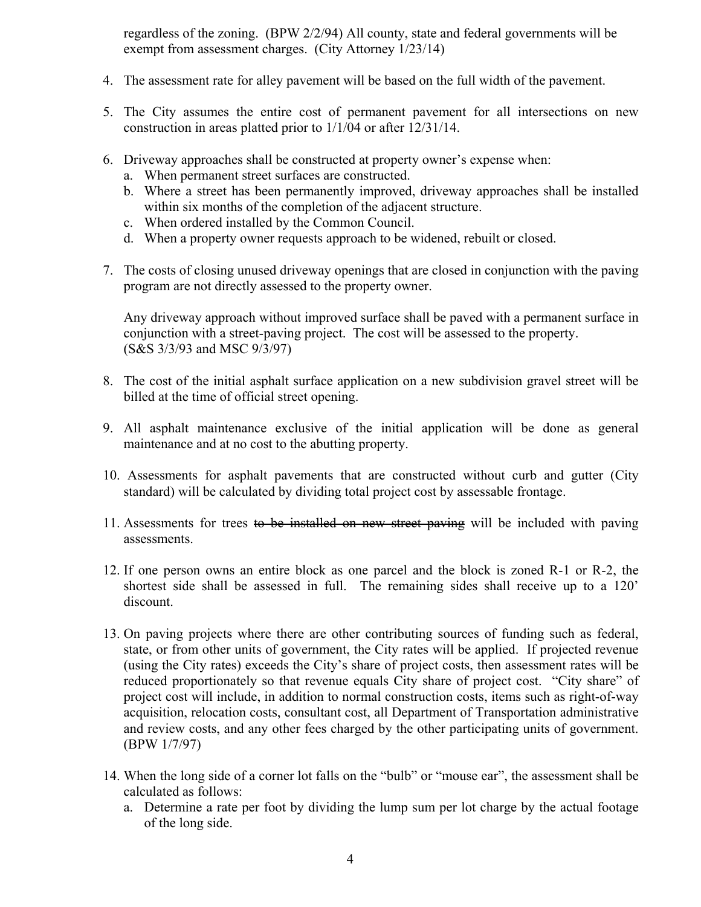regardless of the zoning. (BPW 2/2/94) All county, state and federal governments will be exempt from assessment charges. (City Attorney 1/23/14)

4. The assessment rate for alley pavement will be based on the full width of the pavement.

5. The City assumes the entire cost of permanent pavement for all intersections on new construction in areas platted prior to 1/1/04 or after 12/31/14.

6. Driveway approaches shall be constructed at property owner's expense when:
   a. When permanent street surfaces are constructed.
   b. Where a street has been permanently improved, driveway approaches shall be installed within six months of the completion of the adjacent structure.
   c. When ordered installed by the Common Council.
   d. When a property owner requests approach to be widened, rebuilt or closed.

7. The costs of closing unused driveway openings that are closed in conjunction with the paving program are not directly assessed to the property owner.

   Any driveway approach without improved surface shall be paved with a permanent surface in conjunction with a street-paving project. The cost will be assessed to the property. (S&S 3/3/93 and MSC 9/3/97)

8. The cost of the initial asphalt surface application on a new subdivision gravel street will be billed at the time of official street opening.

9. All asphalt maintenance exclusive of the initial application will be done as general maintenance and at no cost to the abutting property.

10. Assessments for asphalt pavements that are constructed without curb and gutter (City standard) will be calculated by dividing total project cost by assessable frontage.

11. Assessments for trees ~~to be installed on new street paving~~ will be included with paving assessments.

12. If one person owns an entire block as one parcel and the block is zoned R-1 or R-2, the shortest side shall be assessed in full. The remaining sides shall receive up to a 120' discount.

13. On paving projects where there are other contributing sources of funding such as federal, state, or from other units of government, the City rates will be applied. If projected revenue (using the City rates) exceeds the City's share of project costs, then assessment rates will be reduced proportionately so that revenue equals City share of project cost. "City share" of project cost will include, in addition to normal construction costs, items such as right-of-way acquisition, relocation costs, consultant cost, all Department of Transportation administrative and review costs, and any other fees charged by the other participating units of government. (BPW 1/7/97)

14. When the long side of a corner lot falls on the "bulb" or "mouse ear", the assessment shall be calculated as follows:
    a. Determine a rate per foot by dividing the lump sum per lot charge by the actual footage of the long side.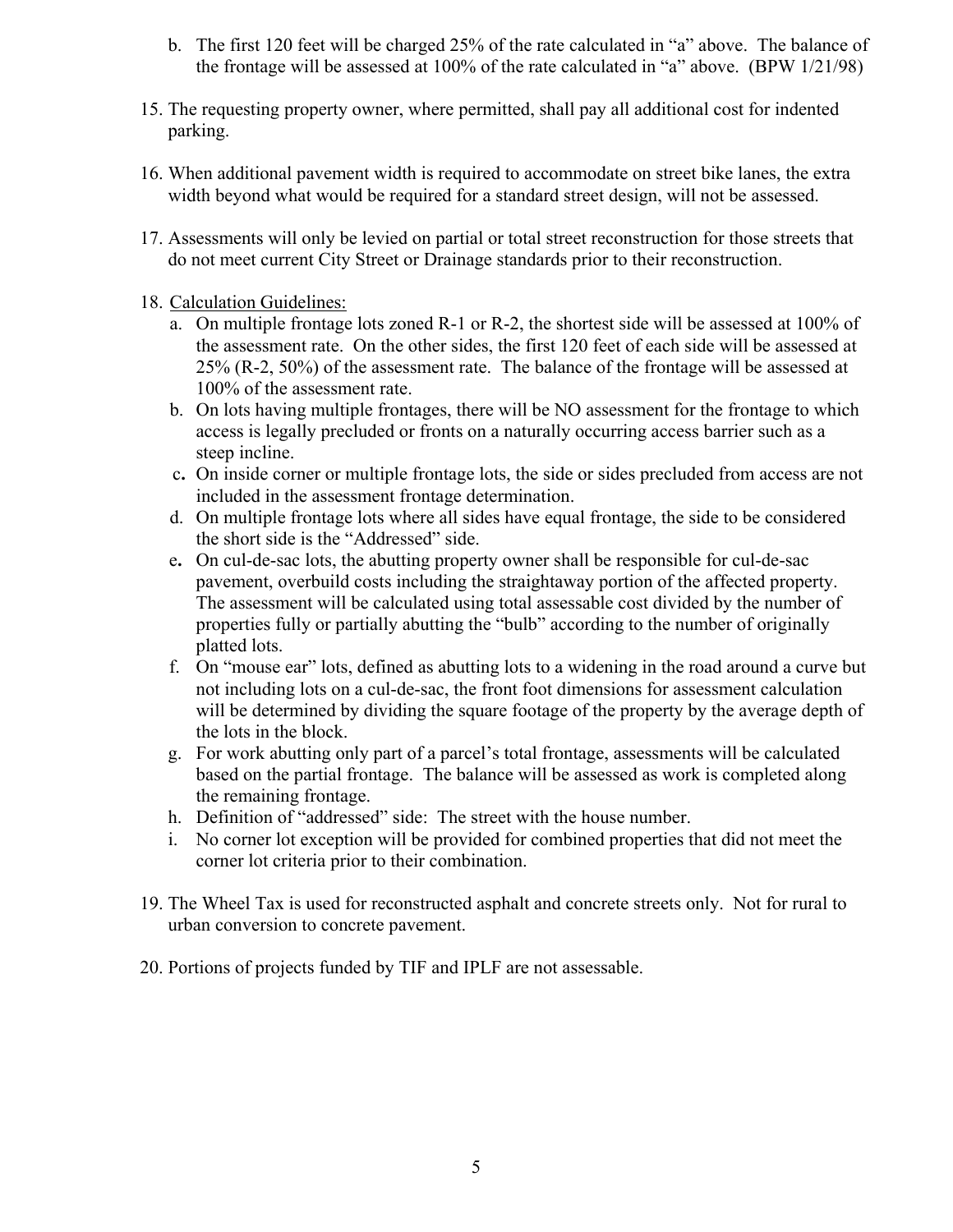b. The first 120 feet will be charged 25% of the rate calculated in “a” above. The balance of the frontage will be assessed at 100% of the rate calculated in “a” above. (BPW 1/21/98)

15. The requesting property owner, where permitted, shall pay all additional cost for indented parking.

16. When additional pavement width is required to accommodate on street bike lanes, the extra width beyond what would be required for a standard street design, will not be assessed.

17. Assessments will only be levied on partial or total street reconstruction for those streets that do not meet current City Street or Drainage standards prior to their reconstruction.

18. Calculation Guidelines:
    a. On multiple frontage lots zoned R-1 or R-2, the shortest side will be assessed at 100% of the assessment rate. On the other sides, the first 120 feet of each side will be assessed at 25% (R-2, 50%) of the assessment rate. The balance of the frontage will be assessed at 100% of the assessment rate.
    b. On lots having multiple frontages, there will be NO assessment for the frontage to which access is legally precluded or fronts on a naturally occurring access barrier such as a steep incline.
    c. On inside corner or multiple frontage lots, the side or sides precluded from access are not included in the assessment frontage determination.
    d. On multiple frontage lots where all sides have equal frontage, the side to be considered the short side is the “Addressed” side.
    e. On cul-de-sac lots, the abutting property owner shall be responsible for cul-de-sac pavement, overbuild costs including the straightaway portion of the affected property. The assessment will be calculated using total assessable cost divided by the number of properties fully or partially abutting the “bulb” according to the number of originally platted lots.
    f. On “mouse ear” lots, defined as abutting lots to a widening in the road around a curve but not including lots on a cul-de-sac, the front foot dimensions for assessment calculation will be determined by dividing the square footage of the property by the average depth of the lots in the block.
    g. For work abutting only part of a parcel’s total frontage, assessments will be calculated based on the partial frontage. The balance will be assessed as work is completed along the remaining frontage.
    h. Definition of “addressed” side: The street with the house number.
    i. No corner lot exception will be provided for combined properties that did not meet the corner lot criteria prior to their combination.

19. The Wheel Tax is used for reconstructed asphalt and concrete streets only. Not for rural to urban conversion to concrete pavement.

20. Portions of projects funded by TIF and IPLF are not assessable.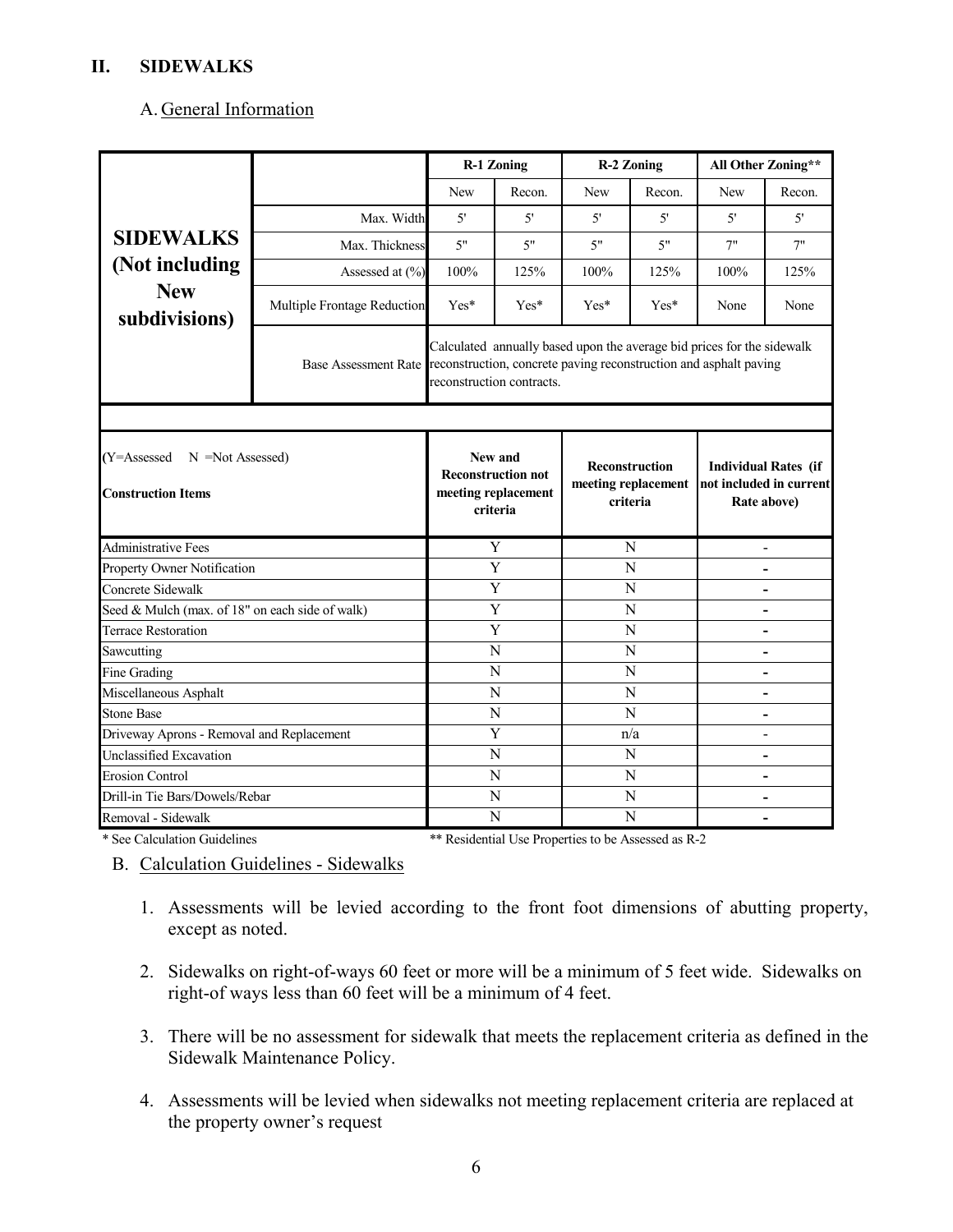## II. SIDEWALKS

### A. General Information

| SIDEWALKS (Not including New subdivisions) | | R-1 Zoning | | R-2 Zoning | | All Other Zoning** | |
|---|---|---|---|---|---|---|---|
| | | New | Recon. | New | Recon. | New | Recon. |
| | Max. Width | 5' | 5' | 5' | 5' | 5' | 5' |
| | Max. Thickness | 5" | 5" | 5" | 5" | 7" | 7" |
| | Assessed at (%) | 100% | 125% | 100% | 125% | 100% | 125% |
| | Multiple Frontage Reduction | Yes* | Yes* | Yes* | Yes* | None | None |
| | Base Assessment Rate | Calculated annually based upon the average bid prices for the sidewalk reconstruction, concrete paving reconstruction and asphalt paving reconstruction contracts. | | | | | |

| (Y=Assessed N =Not Assessed) Construction Items | New and Reconstruction not meeting replacement criteria | Reconstruction meeting replacement criteria | Individual Rates (if not included in current Rate above) |
|---|---|---|---|
| Administrative Fees | Y | N | - |
| Property Owner Notification | Y | N | - |
| Concrete Sidewalk | Y | N | - |
| Seed & Mulch (max. of 18" on each side of walk) | Y | N | - |
| Terrace Restoration | Y | N | - |
| Sawcutting | N | N | - |
| Fine Grading | N | N | - |
| Miscellaneous Asphalt | N | N | - |
| Stone Base | N | N | - |
| Driveway Aprons - Removal and Replacement | Y | n/a | - |
| Unclassified Excavation | N | N | - |
| Erosion Control | N | N | - |
| Drill-in Tie Bars/Dowels/Rebar | N | N | - |
| Removal - Sidewalk | N | N | - |

\* See Calculation Guidelines ** Residential Use Properties to be Assessed as R-2

### B. Calculation Guidelines - Sidewalks

1. Assessments will be levied according to the front foot dimensions of abutting property, except as noted.
2. Sidewalks on right-of-ways 60 feet or more will be a minimum of 5 feet wide. Sidewalks on right-of ways less than 60 feet will be a minimum of 4 feet.
3. There will be no assessment for sidewalk that meets the replacement criteria as defined in the Sidewalk Maintenance Policy.
4. Assessments will be levied when sidewalks not meeting replacement criteria are replaced at the property owner's request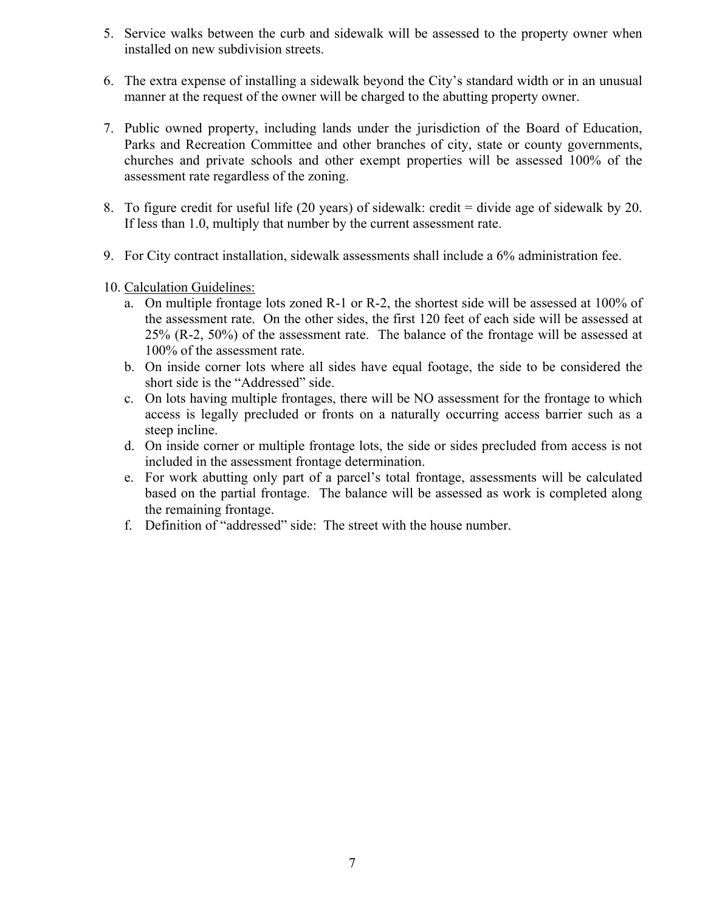5. Service walks between the curb and sidewalk will be assessed to the property owner when installed on new subdivision streets.

6. The extra expense of installing a sidewalk beyond the City's standard width or in an unusual manner at the request of the owner will be charged to the abutting property owner.

7. Public owned property, including lands under the jurisdiction of the Board of Education, Parks and Recreation Committee and other branches of city, state or county governments, churches and private schools and other exempt properties will be assessed 100% of the assessment rate regardless of the zoning.

8. To figure credit for useful life (20 years) of sidewalk: credit = divide age of sidewalk by 20. If less than 1.0, multiply that number by the current assessment rate.

9. For City contract installation, sidewalk assessments shall include a 6% administration fee.

10. Calculation Guidelines:
    a. On multiple frontage lots zoned R-1 or R-2, the shortest side will be assessed at 100% of the assessment rate. On the other sides, the first 120 feet of each side will be assessed at 25% (R-2, 50%) of the assessment rate. The balance of the frontage will be assessed at 100% of the assessment rate.
    b. On inside corner lots where all sides have equal footage, the side to be considered the short side is the "Addressed" side.
    c. On lots having multiple frontages, there will be NO assessment for the frontage to which access is legally precluded or fronts on a naturally occurring access barrier such as a steep incline.
    d. On inside corner or multiple frontage lots, the side or sides precluded from access is not included in the assessment frontage determination.
    e. For work abutting only part of a parcel's total frontage, assessments will be calculated based on the partial frontage. The balance will be assessed as work is completed along the remaining frontage.
    f. Definition of "addressed" side: The street with the house number.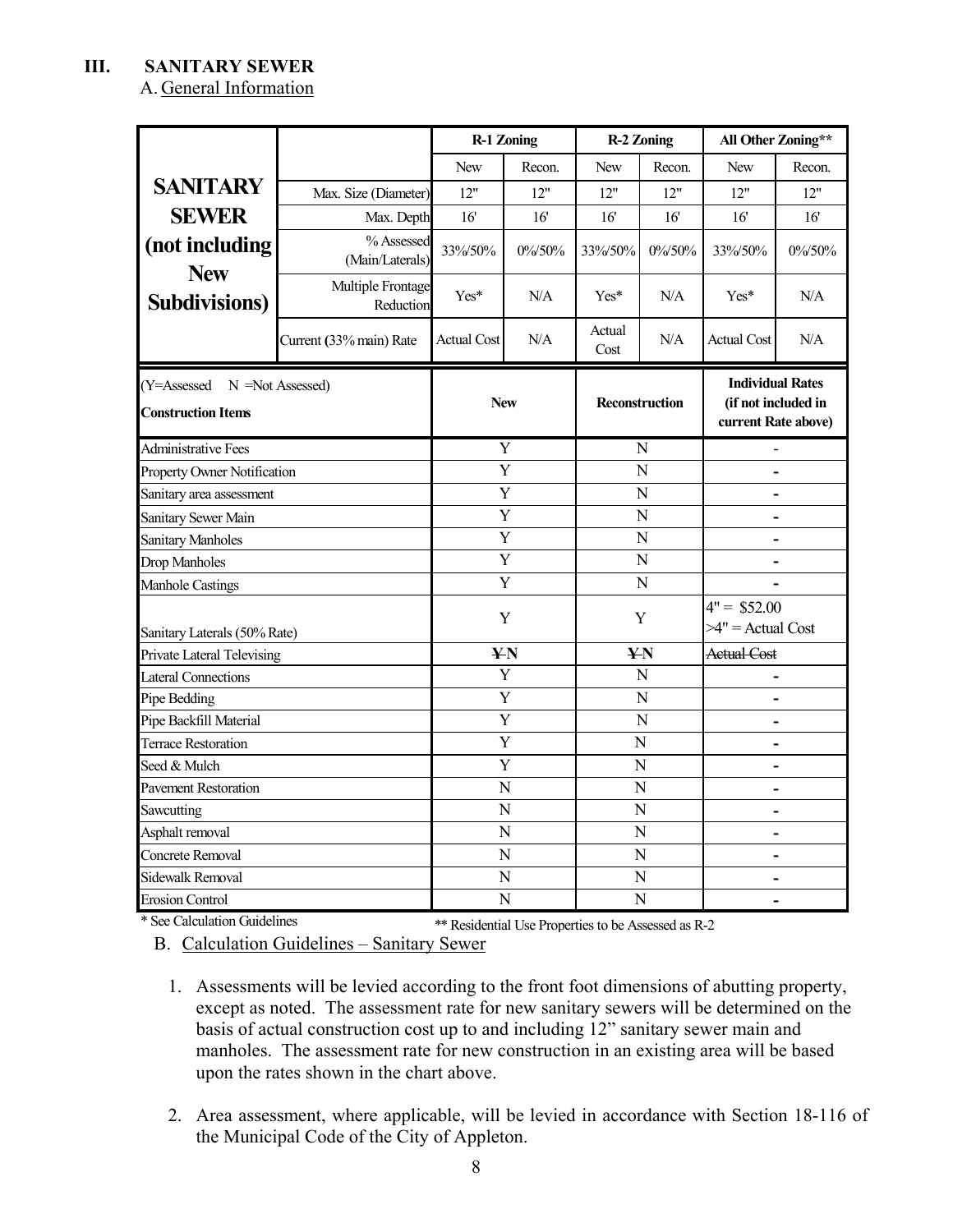## III. SANITARY SEWER

A. General Information

| SANITARY SEWER (not including New Subdivisions) | | R-1 Zoning | | R-2 Zoning | | All Other Zoning** | |
|---|---|---|---|---|---|---|---|
| | | New | Recon. | New | Recon. | New | Recon. |
| | Max. Size (Diameter) | 12" | 12" | 12" | 12" | 12" | 12" |
| | Max. Depth | 16' | 16' | 16' | 16' | 16' | 16' |
| | % Assessed (Main/Laterals) | 33%/50% | 0%/50% | 33%/50% | 0%/50% | 33%/50% | 0%/50% |
| | Multiple Frontage Reduction | Yes* | N/A | Yes* | N/A | Yes* | N/A |
| | Current (33% main) Rate | Actual Cost | N/A | Actual Cost | N/A | Actual Cost | N/A |

| (Y=Assessed N =Not Assessed) Construction Items | New | Reconstruction | Individual Rates (if not included in current Rate above) |
|---|---|---|---|
| Administrative Fees | Y | N | - |
| Property Owner Notification | Y | N | - |
| Sanitary area assessment | Y | N | - |
| Sanitary Sewer Main | Y | N | - |
| Sanitary Manholes | Y | N | - |
| Drop Manholes | Y | N | - |
| Manhole Castings | Y | N | - |
| Sanitary Laterals (50% Rate) | Y | Y | 4" = $52.00 >4" = Actual Cost |
| Private Lateral Televising | ~~Y~~ N | ~~Y~~ N | ~~Actual Cost~~ |
| Lateral Connections | Y | N | - |
| Pipe Bedding | Y | N | - |
| Pipe Backfill Material | Y | N | - |
| Terrace Restoration | Y | N | - |
| Seed & Mulch | Y | N | - |
| Pavement Restoration | N | N | - |
| Sawcutting | N | N | - |
| Asphalt removal | N | N | - |
| Concrete Removal | N | N | - |
| Sidewalk Removal | N | N | - |
| Erosion Control | N | N | - |

\* See Calculation Guidelines

** Residential Use Properties to be Assessed as R-2

B. Calculation Guidelines – Sanitary Sewer

1. Assessments will be levied according to the front foot dimensions of abutting property, except as noted. The assessment rate for new sanitary sewers will be determined on the basis of actual construction cost up to and including 12" sanitary sewer main and manholes. The assessment rate for new construction in an existing area will be based upon the rates shown in the chart above.

2. Area assessment, where applicable, will be levied in accordance with Section 18-116 of the Municipal Code of the City of Appleton.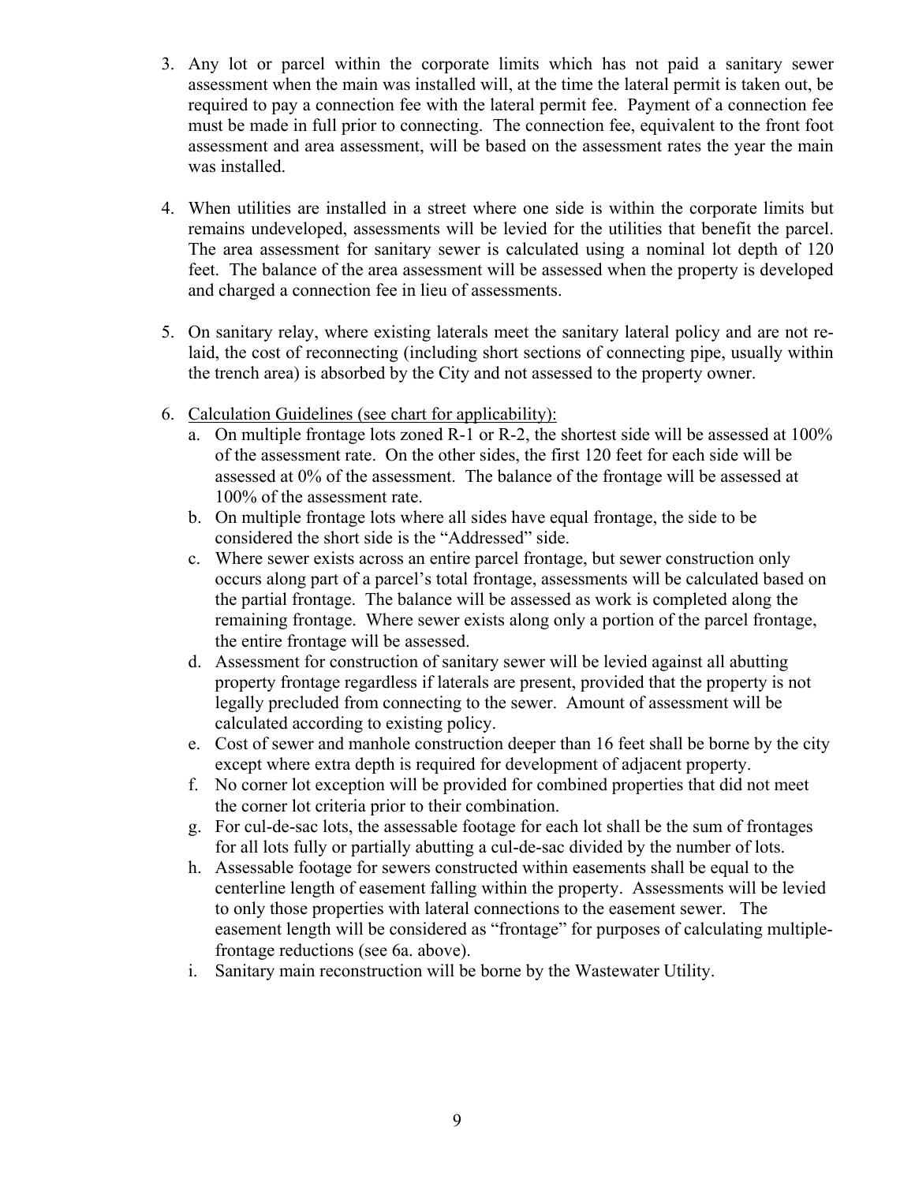3. Any lot or parcel within the corporate limits which has not paid a sanitary sewer assessment when the main was installed will, at the time the lateral permit is taken out, be required to pay a connection fee with the lateral permit fee. Payment of a connection fee must be made in full prior to connecting. The connection fee, equivalent to the front foot assessment and area assessment, will be based on the assessment rates the year the main was installed.

4. When utilities are installed in a street where one side is within the corporate limits but remains undeveloped, assessments will be levied for the utilities that benefit the parcel. The area assessment for sanitary sewer is calculated using a nominal lot depth of 120 feet. The balance of the area assessment will be assessed when the property is developed and charged a connection fee in lieu of assessments.

5. On sanitary relay, where existing laterals meet the sanitary lateral policy and are not re-laid, the cost of reconnecting (including short sections of connecting pipe, usually within the trench area) is absorbed by the City and not assessed to the property owner.

6. <u>Calculation Guidelines (see chart for applicability):</u>
   a. On multiple frontage lots zoned R-1 or R-2, the shortest side will be assessed at 100% of the assessment rate. On the other sides, the first 120 feet for each side will be assessed at 0% of the assessment. The balance of the frontage will be assessed at 100% of the assessment rate.
   b. On multiple frontage lots where all sides have equal frontage, the side to be considered the short side is the "Addressed" side.
   c. Where sewer exists across an entire parcel frontage, but sewer construction only occurs along part of a parcel's total frontage, assessments will be calculated based on the partial frontage. The balance will be assessed as work is completed along the remaining frontage. Where sewer exists along only a portion of the parcel frontage, the entire frontage will be assessed.
   d. Assessment for construction of sanitary sewer will be levied against all abutting property frontage regardless if laterals are present, provided that the property is not legally precluded from connecting to the sewer. Amount of assessment will be calculated according to existing policy.
   e. Cost of sewer and manhole construction deeper than 16 feet shall be borne by the city except where extra depth is required for development of adjacent property.
   f. No corner lot exception will be provided for combined properties that did not meet the corner lot criteria prior to their combination.
   g. For cul-de-sac lots, the assessable footage for each lot shall be the sum of frontages for all lots fully or partially abutting a cul-de-sac divided by the number of lots.
   h. Assessable footage for sewers constructed within easements shall be equal to the centerline length of easement falling within the property. Assessments will be levied to only those properties with lateral connections to the easement sewer. The easement length will be considered as "frontage" for purposes of calculating multiple-frontage reductions (see 6a. above).
   i. Sanitary main reconstruction will be borne by the Wastewater Utility.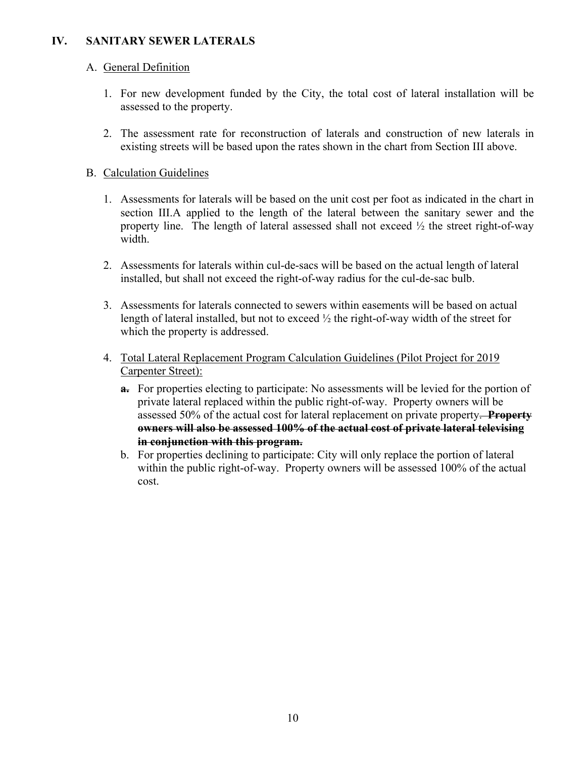## IV. SANITARY SEWER LATERALS

A. <u>General Definition</u>

1. For new development funded by the City, the total cost of lateral installation will be assessed to the property.

2. The assessment rate for reconstruction of laterals and construction of new laterals in existing streets will be based upon the rates shown in the chart from Section III above.

B. <u>Calculation Guidelines</u>

1. Assessments for laterals will be based on the unit cost per foot as indicated in the chart in section III.A applied to the length of the lateral between the sanitary sewer and the property line. The length of lateral assessed shall not exceed ½ the street right-of-way width.

2. Assessments for laterals within cul-de-sacs will be based on the actual length of lateral installed, but shall not exceed the right-of-way radius for the cul-de-sac bulb.

3. Assessments for laterals connected to sewers within easements will be based on actual length of lateral installed, but not to exceed ½ the right-of-way width of the street for which the property is addressed.

4. <u>Total Lateral Replacement Program Calculation Guidelines (Pilot Project for 2019 Carpenter Street):</u>

   a. For properties electing to participate: No assessments will be levied for the portion of private lateral replaced within the public right-of-way. Property owners will be assessed 50% of the actual cost for lateral replacement on private property~~.~~ ~~**Property owners will also be assessed 100% of the actual cost of private lateral televising in conjunction with this program.**~~

   b. For properties declining to participate: City will only replace the portion of lateral within the public right-of-way. Property owners will be assessed 100% of the actual cost.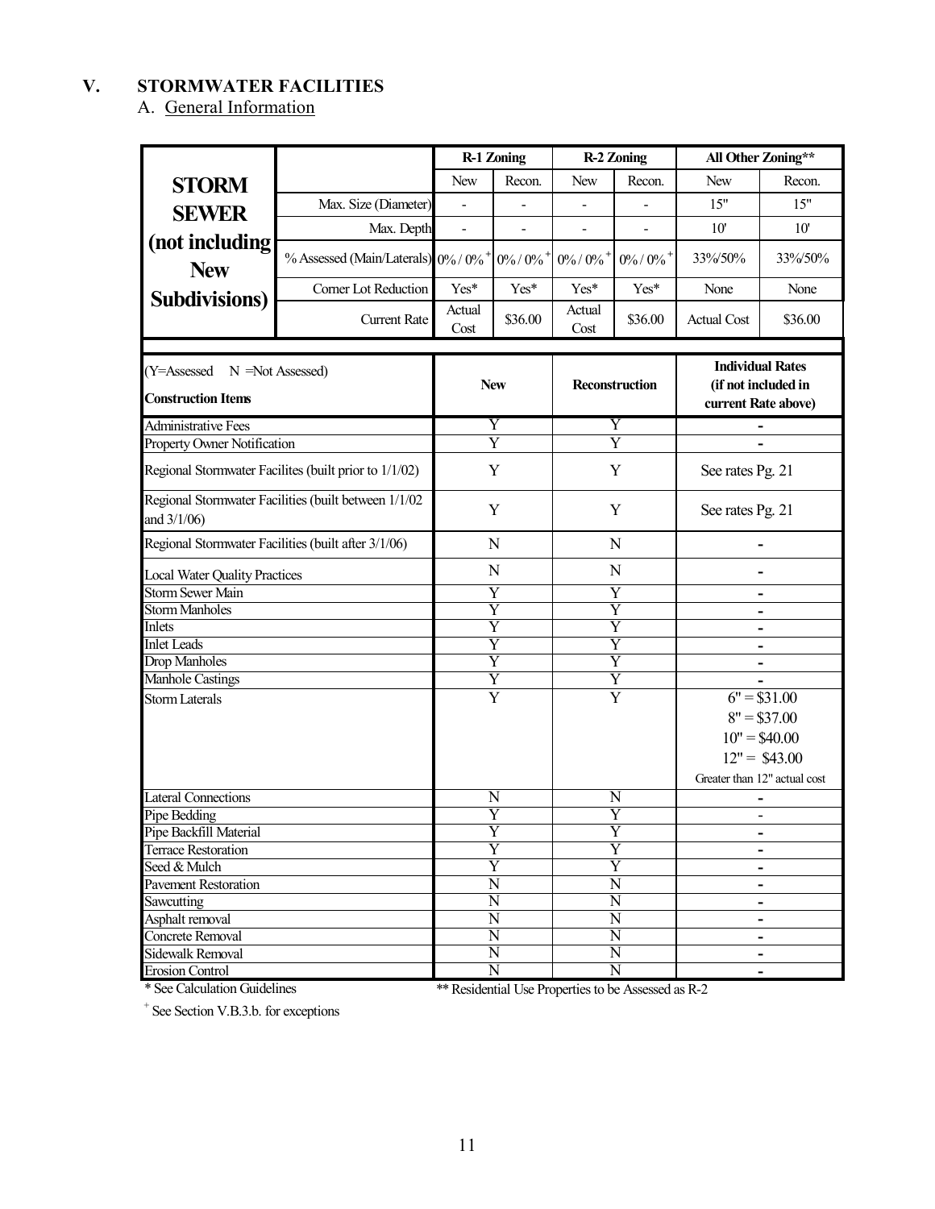# V. STORMWATER FACILITIES

## A. General Information

| STORM SEWER (not including New Subdivisions) | | R-1 Zoning | | R-2 Zoning | | All Other Zoning** | |
|---|---|---|---|---|---|---|---|
| | | New | Recon. | New | Recon. | New | Recon. |
| | Max. Size (Diameter) | - | - | - | - | 15" | 15" |
| | Max. Depth | - | - | - | - | 10' | 10' |
| | % Assessed (Main/Laterals) | 0% / 0% + | 0% / 0% + | 0% / 0% + | 0% / 0% + | 33%/50% | 33%/50% |
| | Corner Lot Reduction | Yes* | Yes* | Yes* | Yes* | None | None |
| | Current Rate | Actual Cost | $36.00 | Actual Cost | $36.00 | Actual Cost | $36.00 |

| (Y=Assessed N =Not Assessed) Construction Items | New | Reconstruction | Individual Rates (if not included in current Rate above) |
|---|---|---|---|
| Administrative Fees | Y | Y | - |
| Property Owner Notification | Y | Y | - |
| Regional Stormwater Facilites (built prior to 1/1/02) | Y | Y | See rates Pg. 21 |
| Regional Stormwater Facilities (built between 1/1/02 and 3/1/06) | Y | Y | See rates Pg. 21 |
| Regional Stormwater Facilities (built after 3/1/06) | N | N | - |
| Local Water Quality Practices | N | N | - |
| Storm Sewer Main | Y | Y | - |
| Storm Manholes | Y | Y | - |
| Inlets | Y | Y | - |
| Inlet Leads | Y | Y | - |
| Drop Manholes | Y | Y | - |
| Manhole Castings | Y | Y | - |
| Storm Laterals | Y | Y | 6" = $31.00<br>8" = $37.00<br>10" = $40.00<br>12" = $43.00<br>Greater than 12" actual cost |
| Lateral Connections | N | N | - |
| Pipe Bedding | Y | Y | - |
| Pipe Backfill Material | Y | Y | - |
| Terrace Restoration | Y | Y | - |
| Seed & Mulch | Y | Y | - |
| Pavement Restoration | N | N | - |
| Sawcutting | N | N | - |
| Asphalt removal | N | N | - |
| Concrete Removal | N | N | - |
| Sidewalk Removal | N | N | - |
| Erosion Control | N | N | - |

\* See Calculation Guidelines

** Residential Use Properties to be Assessed as R-2

+ See Section V.B.3.b. for exceptions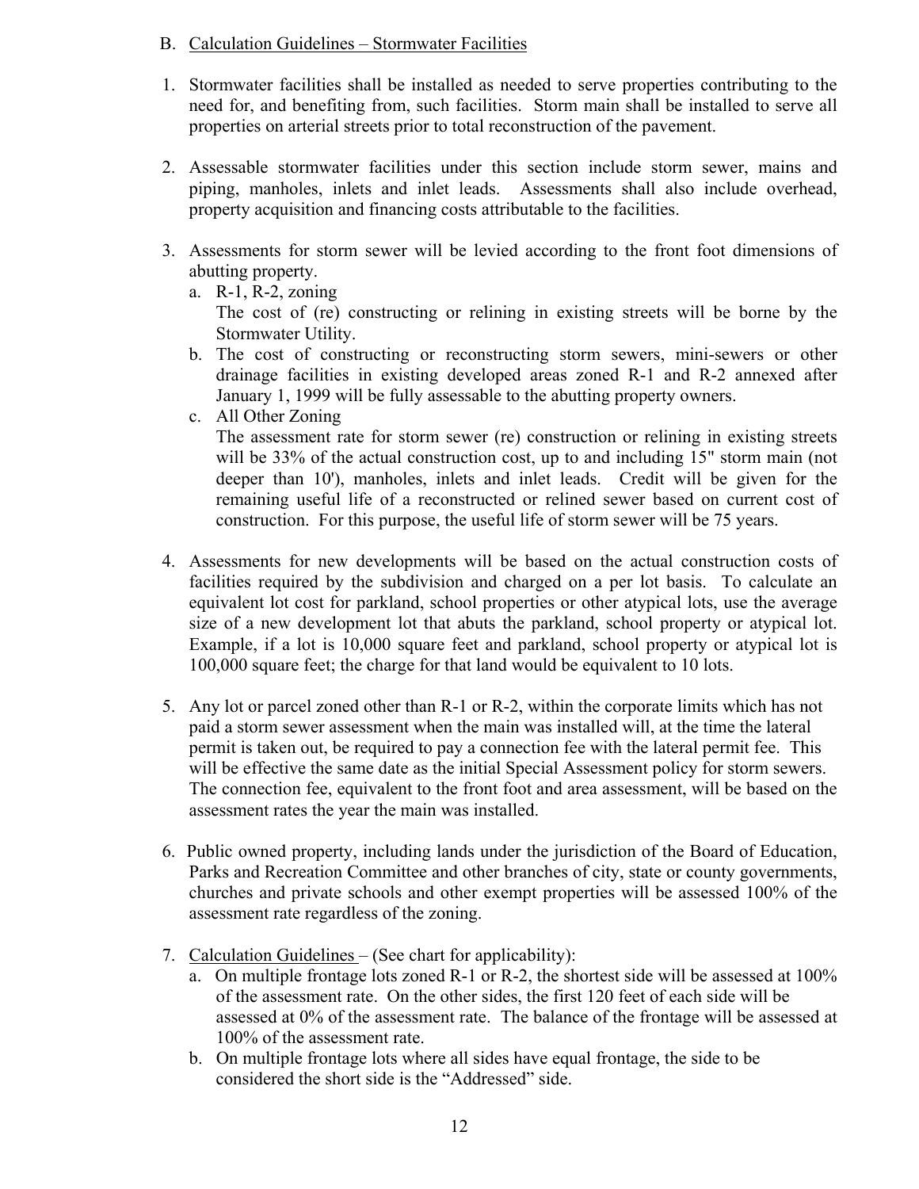## B. Calculation Guidelines – Stormwater Facilities

1. Stormwater facilities shall be installed as needed to serve properties contributing to the need for, and benefiting from, such facilities. Storm main shall be installed to serve all properties on arterial streets prior to total reconstruction of the pavement.

2. Assessable stormwater facilities under this section include storm sewer, mains and piping, manholes, inlets and inlet leads. Assessments shall also include overhead, property acquisition and financing costs attributable to the facilities.

3. Assessments for storm sewer will be levied according to the front foot dimensions of abutting property.
   a. R-1, R-2, zoning
      The cost of (re) constructing or relining in existing streets will be borne by the Stormwater Utility.
   b. The cost of constructing or reconstructing storm sewers, mini-sewers or other drainage facilities in existing developed areas zoned R-1 and R-2 annexed after January 1, 1999 will be fully assessable to the abutting property owners.
   c. All Other Zoning
      The assessment rate for storm sewer (re) construction or relining in existing streets will be 33% of the actual construction cost, up to and including 15" storm main (not deeper than 10'), manholes, inlets and inlet leads. Credit will be given for the remaining useful life of a reconstructed or relined sewer based on current cost of construction. For this purpose, the useful life of storm sewer will be 75 years.

4. Assessments for new developments will be based on the actual construction costs of facilities required by the subdivision and charged on a per lot basis. To calculate an equivalent lot cost for parkland, school properties or other atypical lots, use the average size of a new development lot that abuts the parkland, school property or atypical lot. Example, if a lot is 10,000 square feet and parkland, school property or atypical lot is 100,000 square feet; the charge for that land would be equivalent to 10 lots.

5. Any lot or parcel zoned other than R-1 or R-2, within the corporate limits which has not paid a storm sewer assessment when the main was installed will, at the time the lateral permit is taken out, be required to pay a connection fee with the lateral permit fee. This will be effective the same date as the initial Special Assessment policy for storm sewers. The connection fee, equivalent to the front foot and area assessment, will be based on the assessment rates the year the main was installed.

6. Public owned property, including lands under the jurisdiction of the Board of Education, Parks and Recreation Committee and other branches of city, state or county governments, churches and private schools and other exempt properties will be assessed 100% of the assessment rate regardless of the zoning.

7. Calculation Guidelines – (See chart for applicability):
   a. On multiple frontage lots zoned R-1 or R-2, the shortest side will be assessed at 100% of the assessment rate. On the other sides, the first 120 feet of each side will be assessed at 0% of the assessment rate. The balance of the frontage will be assessed at 100% of the assessment rate.
   b. On multiple frontage lots where all sides have equal frontage, the side to be considered the short side is the "Addressed" side.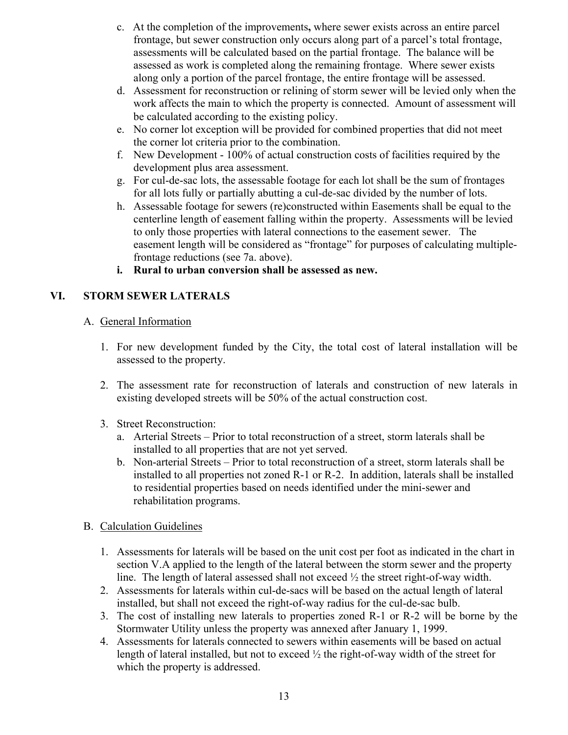c. At the completion of the improvements**,** where sewer exists across an entire parcel frontage, but sewer construction only occurs along part of a parcel's total frontage, assessments will be calculated based on the partial frontage. The balance will be assessed as work is completed along the remaining frontage. Where sewer exists along only a portion of the parcel frontage, the entire frontage will be assessed.
d. Assessment for reconstruction or relining of storm sewer will be levied only when the work affects the main to which the property is connected. Amount of assessment will be calculated according to the existing policy.
e. No corner lot exception will be provided for combined properties that did not meet the corner lot criteria prior to the combination.
f. New Development - 100% of actual construction costs of facilities required by the development plus area assessment.
g. For cul-de-sac lots, the assessable footage for each lot shall be the sum of frontages for all lots fully or partially abutting a cul-de-sac divided by the number of lots.
h. Assessable footage for sewers (re)constructed within Easements shall be equal to the centerline length of easement falling within the property. Assessments will be levied to only those properties with lateral connections to the easement sewer. The easement length will be considered as "frontage" for purposes of calculating multiple-frontage reductions (see 7a. above).
**i. Rural to urban conversion shall be assessed as new.**

## VI. STORM SEWER LATERALS

### A. General Information

1. For new development funded by the City, the total cost of lateral installation will be assessed to the property.

2. The assessment rate for reconstruction of laterals and construction of new laterals in existing developed streets will be 50% of the actual construction cost.

3. Street Reconstruction:
   a. Arterial Streets – Prior to total reconstruction of a street, storm laterals shall be installed to all properties that are not yet served.
   b. Non-arterial Streets – Prior to total reconstruction of a street, storm laterals shall be installed to all properties not zoned R-1 or R-2. In addition, laterals shall be installed to residential properties based on needs identified under the mini-sewer and rehabilitation programs.

### B. Calculation Guidelines

1. Assessments for laterals will be based on the unit cost per foot as indicated in the chart in section V.A applied to the length of the lateral between the storm sewer and the property line. The length of lateral assessed shall not exceed ½ the street right-of-way width.
2. Assessments for laterals within cul-de-sacs will be based on the actual length of lateral installed, but shall not exceed the right-of-way radius for the cul-de-sac bulb.
3. The cost of installing new laterals to properties zoned R-1 or R-2 will be borne by the Stormwater Utility unless the property was annexed after January 1, 1999.
4. Assessments for laterals connected to sewers within easements will be based on actual length of lateral installed, but not to exceed ½ the right-of-way width of the street for which the property is addressed.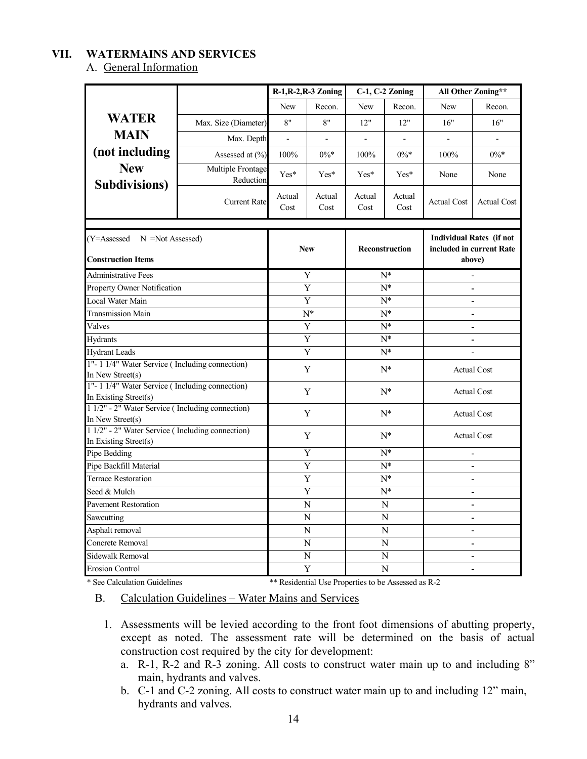## VII. WATERMAINS AND SERVICES

A. General Information

| WATER MAIN (not including New Subdivisions) | | R-1,R-2,R-3 Zoning | | C-1, C-2 Zoning | | All Other Zoning** | |
|---|---|---|---|---|---|---|---|
| | | New | Recon. | New | Recon. | New | Recon. |
| | Max. Size (Diameter) | 8" | 8" | 12" | 12" | 16" | 16" |
| | Max. Depth | - | - | - | - | - | - |
| | Assessed at (%) | 100% | 0%* | 100% | 0%* | 100% | 0%* |
| | Multiple Frontage Reduction | Yes* | Yes* | Yes* | Yes* | None | None |
| | Current Rate | Actual Cost | Actual Cost | Actual Cost | Actual Cost | Actual Cost | Actual Cost |

| (Y=Assessed N =Not Assessed) Construction Items | New | Reconstruction | Individual Rates (if not included in current Rate above) |
|---|---|---|---|
| Administrative Fees | Y | N* | - |
| Property Owner Notification | Y | N* | - |
| Local Water Main | Y | N* | - |
| Transmission Main | N* | N* | - |
| Valves | Y | N* | - |
| Hydrants | Y | N* | - |
| Hydrant Leads | Y | N* | - |
| 1"- 1 1/4" Water Service ( Including connection) In New Street(s) | Y | N* | Actual Cost |
| 1"- 1 1/4" Water Service ( Including connection) In Existing Street(s) | Y | N* | Actual Cost |
| 1 1/2" - 2" Water Service ( Including connection) In New Street(s) | Y | N* | Actual Cost |
| 1 1/2" - 2" Water Service ( Including connection) In Existing Street(s) | Y | N* | Actual Cost |
| Pipe Bedding | Y | N* | - |
| Pipe Backfill Material | Y | N* | - |
| Terrace Restoration | Y | N* | - |
| Seed & Mulch | Y | N* | - |
| Pavement Restoration | N | N | - |
| Sawcutting | N | N | - |
| Asphalt removal | N | N | - |
| Concrete Removal | N | N | - |
| Sidewalk Removal | N | N | - |
| Erosion Control | Y | N | - |

\* See Calculation Guidelines  ** Residential Use Properties to be Assessed as R-2

B. Calculation Guidelines – Water Mains and Services

1. Assessments will be levied according to the front foot dimensions of abutting property, except as noted. The assessment rate will be determined on the basis of actual construction cost required by the city for development:
   a. R-1, R-2 and R-3 zoning. All costs to construct water main up to and including 8" main, hydrants and valves.
   b. C-1 and C-2 zoning. All costs to construct water main up to and including 12" main, hydrants and valves.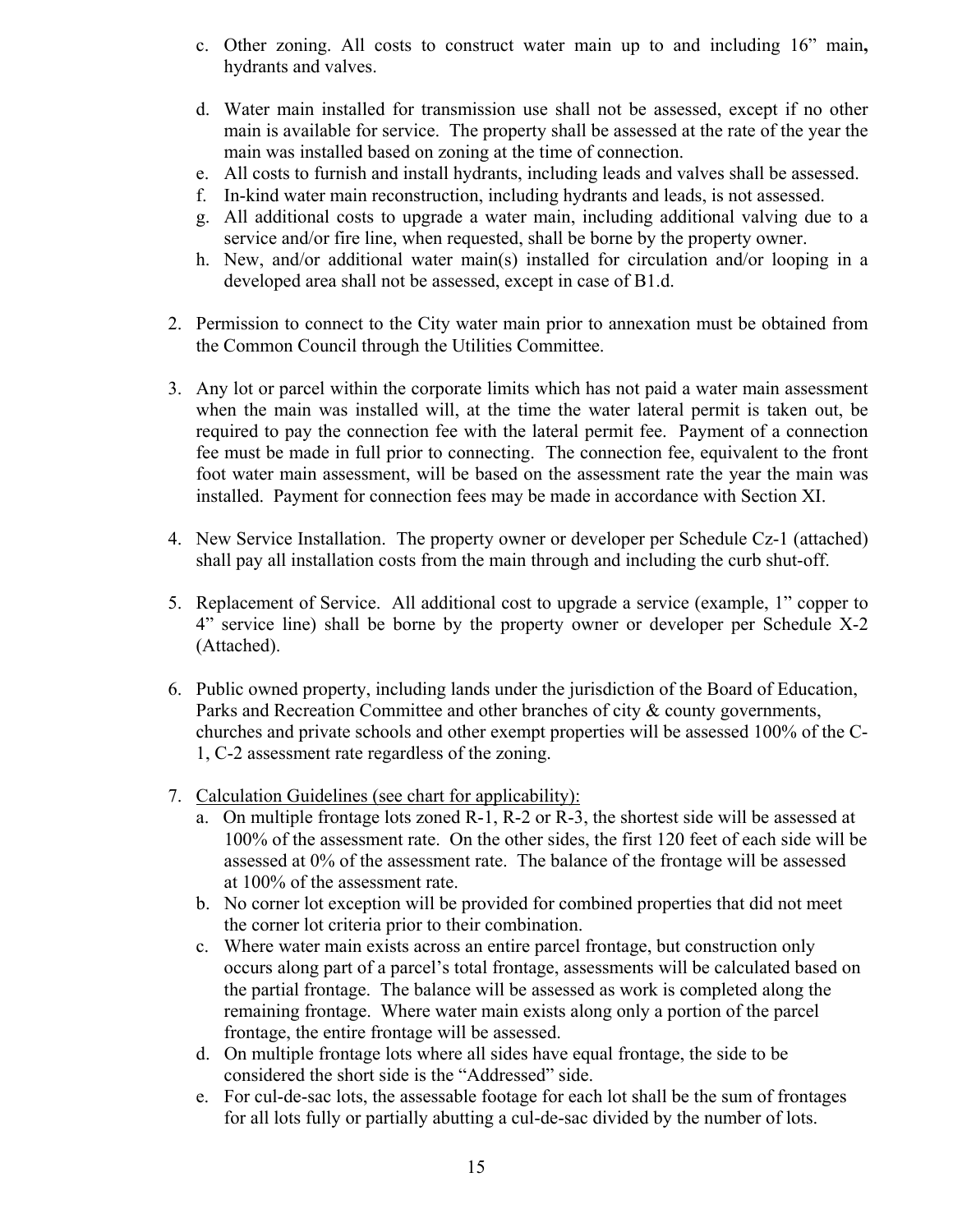c. Other zoning. All costs to construct water main up to and including 16” main**,** hydrants and valves.

   d. Water main installed for transmission use shall not be assessed, except if no other main is available for service. The property shall be assessed at the rate of the year the main was installed based on zoning at the time of connection.
   e. All costs to furnish and install hydrants, including leads and valves shall be assessed.
   f. In-kind water main reconstruction, including hydrants and leads, is not assessed.
   g. All additional costs to upgrade a water main, including additional valving due to a service and/or fire line, when requested, shall be borne by the property owner.
   h. New, and/or additional water main(s) installed for circulation and/or looping in a developed area shall not be assessed, except in case of B1.d.

2. Permission to connect to the City water main prior to annexation must be obtained from the Common Council through the Utilities Committee.

3. Any lot or parcel within the corporate limits which has not paid a water main assessment when the main was installed will, at the time the water lateral permit is taken out, be required to pay the connection fee with the lateral permit fee. Payment of a connection fee must be made in full prior to connecting. The connection fee, equivalent to the front foot water main assessment, will be based on the assessment rate the year the main was installed. Payment for connection fees may be made in accordance with Section XI.

4. New Service Installation. The property owner or developer per Schedule Cz-1 (attached) shall pay all installation costs from the main through and including the curb shut-off.

5. Replacement of Service. All additional cost to upgrade a service (example, 1” copper to 4” service line) shall be borne by the property owner or developer per Schedule X-2 (Attached).

6. Public owned property, including lands under the jurisdiction of the Board of Education, Parks and Recreation Committee and other branches of city & county governments, churches and private schools and other exempt properties will be assessed 100% of the C-1, C-2 assessment rate regardless of the zoning.

7. <u>Calculation Guidelines (see chart for applicability):</u>
   a. On multiple frontage lots zoned R-1, R-2 or R-3, the shortest side will be assessed at 100% of the assessment rate. On the other sides, the first 120 feet of each side will be assessed at 0% of the assessment rate. The balance of the frontage will be assessed at 100% of the assessment rate.
   b. No corner lot exception will be provided for combined properties that did not meet the corner lot criteria prior to their combination.
   c. Where water main exists across an entire parcel frontage, but construction only occurs along part of a parcel’s total frontage, assessments will be calculated based on the partial frontage. The balance will be assessed as work is completed along the remaining frontage. Where water main exists along only a portion of the parcel frontage, the entire frontage will be assessed.
   d. On multiple frontage lots where all sides have equal frontage, the side to be considered the short side is the “Addressed” side.
   e. For cul-de-sac lots, the assessable footage for each lot shall be the sum of frontages for all lots fully or partially abutting a cul-de-sac divided by the number of lots.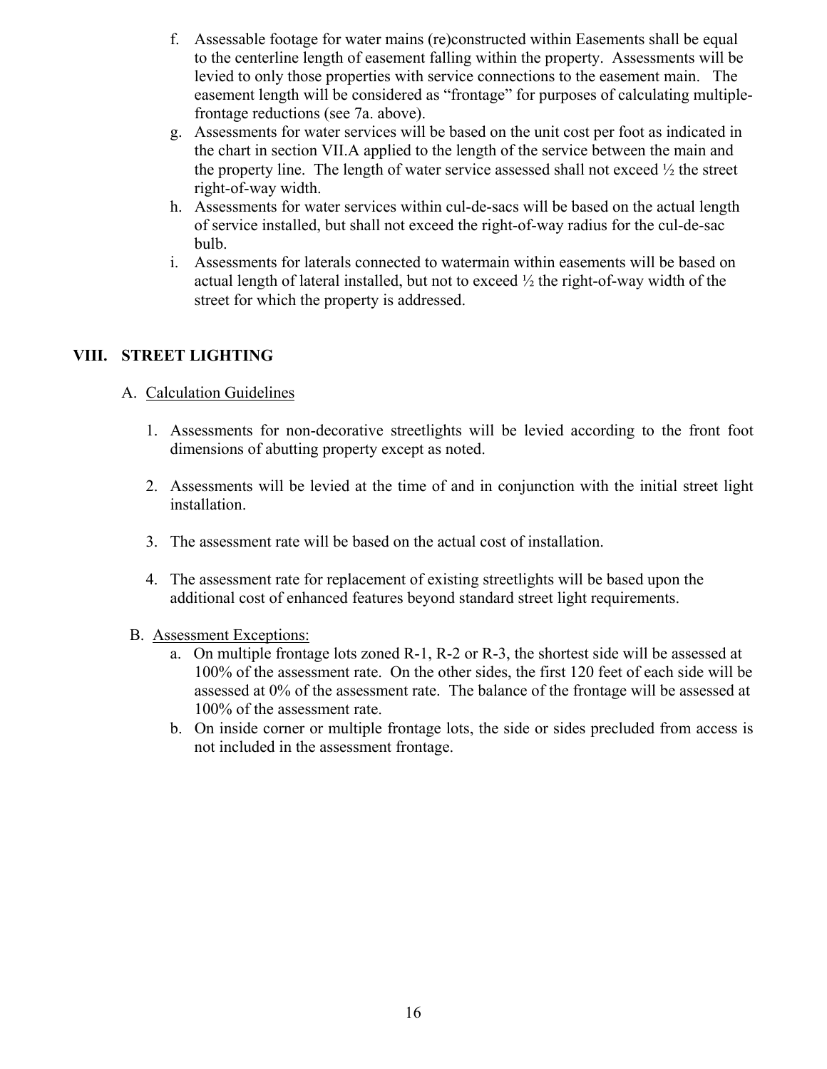f. Assessable footage for water mains (re)constructed within Easements shall be equal to the centerline length of easement falling within the property. Assessments will be levied to only those properties with service connections to the easement main. The easement length will be considered as "frontage" for purposes of calculating multiple-frontage reductions (see 7a. above).

g. Assessments for water services will be based on the unit cost per foot as indicated in the chart in section VII.A applied to the length of the service between the main and the property line. The length of water service assessed shall not exceed ½ the street right-of-way width.

h. Assessments for water services within cul-de-sacs will be based on the actual length of service installed, but shall not exceed the right-of-way radius for the cul-de-sac bulb.

i. Assessments for laterals connected to watermain within easements will be based on actual length of lateral installed, but not to exceed ½ the right-of-way width of the street for which the property is addressed.

## VIII. STREET LIGHTING

### A. Calculation Guidelines

1. Assessments for non-decorative streetlights will be levied according to the front foot dimensions of abutting property except as noted.

2. Assessments will be levied at the time of and in conjunction with the initial street light installation.

3. The assessment rate will be based on the actual cost of installation.

4. The assessment rate for replacement of existing streetlights will be based upon the additional cost of enhanced features beyond standard street light requirements.

### B. Assessment Exceptions:

a. On multiple frontage lots zoned R-1, R-2 or R-3, the shortest side will be assessed at 100% of the assessment rate. On the other sides, the first 120 feet of each side will be assessed at 0% of the assessment rate. The balance of the frontage will be assessed at 100% of the assessment rate.

b. On inside corner or multiple frontage lots, the side or sides precluded from access is not included in the assessment frontage.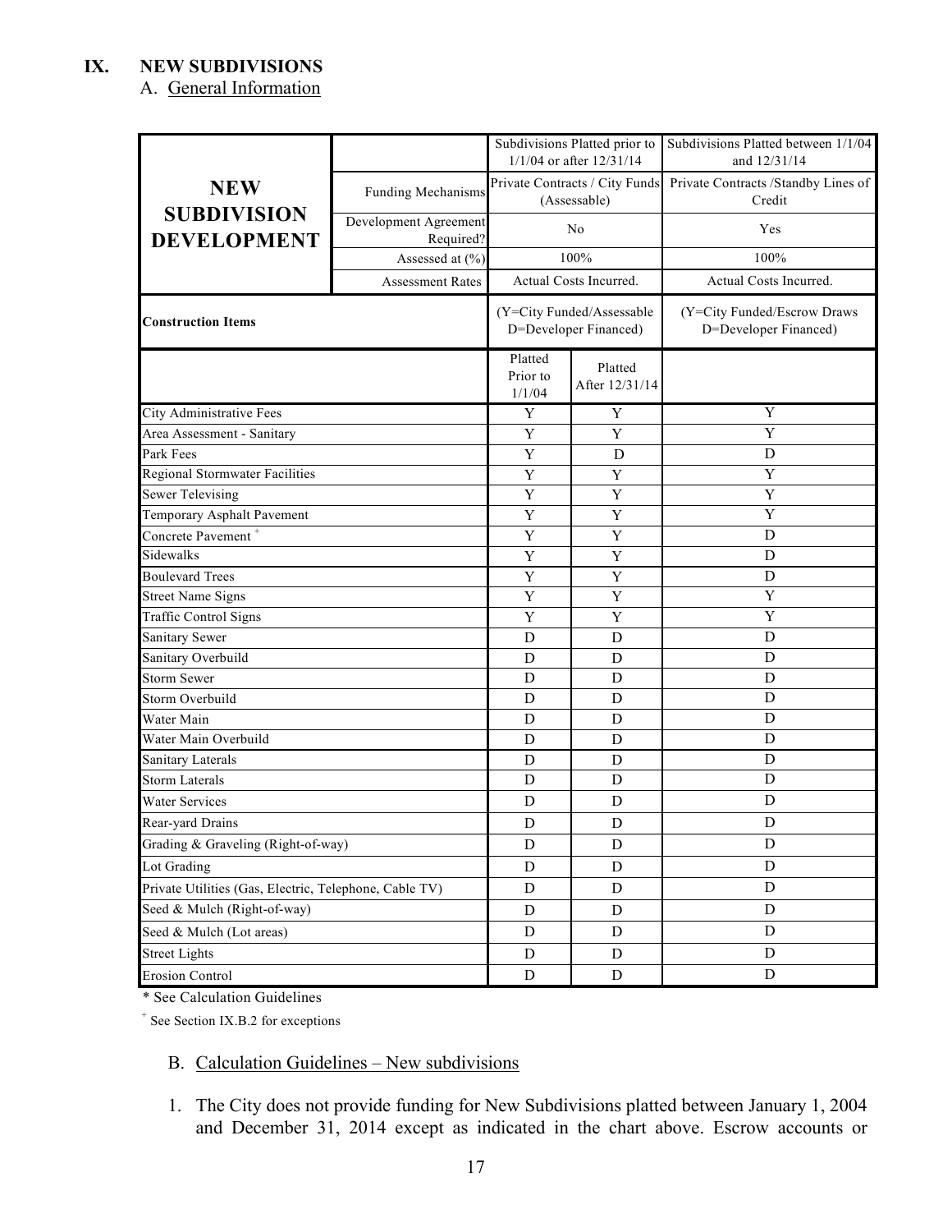# IX. NEW SUBDIVISIONS

A. General Information

| NEW SUBDIVISION DEVELOPMENT | | Subdivisions Platted prior to 1/1/04 or after 12/31/14 | | Subdivisions Platted between 1/1/04 and 12/31/14 |
|---|---|---|---|---|
| | Funding Mechanisms | Private Contracts / City Funds (Assessable) | | Private Contracts /Standby Lines of Credit |
| | Development Agreement Required? | No | | Yes |
| | Assessed at (%) | 100% | | 100% |
| | Assessment Rates | Actual Costs Incurred. | | Actual Costs Incurred. |
| **Construction Items** | | (Y=City Funded/Assessable D=Developer Financed) | | (Y=City Funded/Escrow Draws D=Developer Financed) |
| | | Platted Prior to 1/1/04 | Platted After 12/31/14 | |
| City Administrative Fees | | Y | Y | Y |
| Area Assessment - Sanitary | | Y | Y | Y |
| Park Fees | | Y | D | D |
| Regional Stormwater Facilities | | Y | Y | Y |
| Sewer Televising | | Y | Y | Y |
| Temporary Asphalt Pavement | | Y | Y | Y |
| Concrete Pavement [+] | | Y | Y | D |
| Sidewalks | | Y | Y | D |
| Boulevard Trees | | Y | Y | D |
| Street Name Signs | | Y | Y | Y |
| Traffic Control Signs | | Y | Y | Y |
| Sanitary Sewer | | D | D | D |
| Sanitary Overbuild | | D | D | D |
| Storm Sewer | | D | D | D |
| Storm Overbuild | | D | D | D |
| Water Main | | D | D | D |
| Water Main Overbuild | | D | D | D |
| Sanitary Laterals | | D | D | D |
| Storm Laterals | | D | D | D |
| Water Services | | D | D | D |
| Rear-yard Drains | | D | D | D |
| Grading & Graveling (Right-of-way) | | D | D | D |
| Lot Grading | | D | D | D |
| Private Utilities (Gas, Electric, Telephone, Cable TV) | | D | D | D |
| Seed & Mulch (Right-of-way) | | D | D | D |
| Seed & Mulch (Lot areas) | | D | D | D |
| Street Lights | | D | D | D |
| Erosion Control | | D | D | D |

* See Calculation Guidelines

[+] See Section IX.B.2 for exceptions

B. Calculation Guidelines – New subdivisions

1. The City does not provide funding for New Subdivisions platted between January 1, 2004 and December 31, 2014 except as indicated in the chart above. Escrow accounts or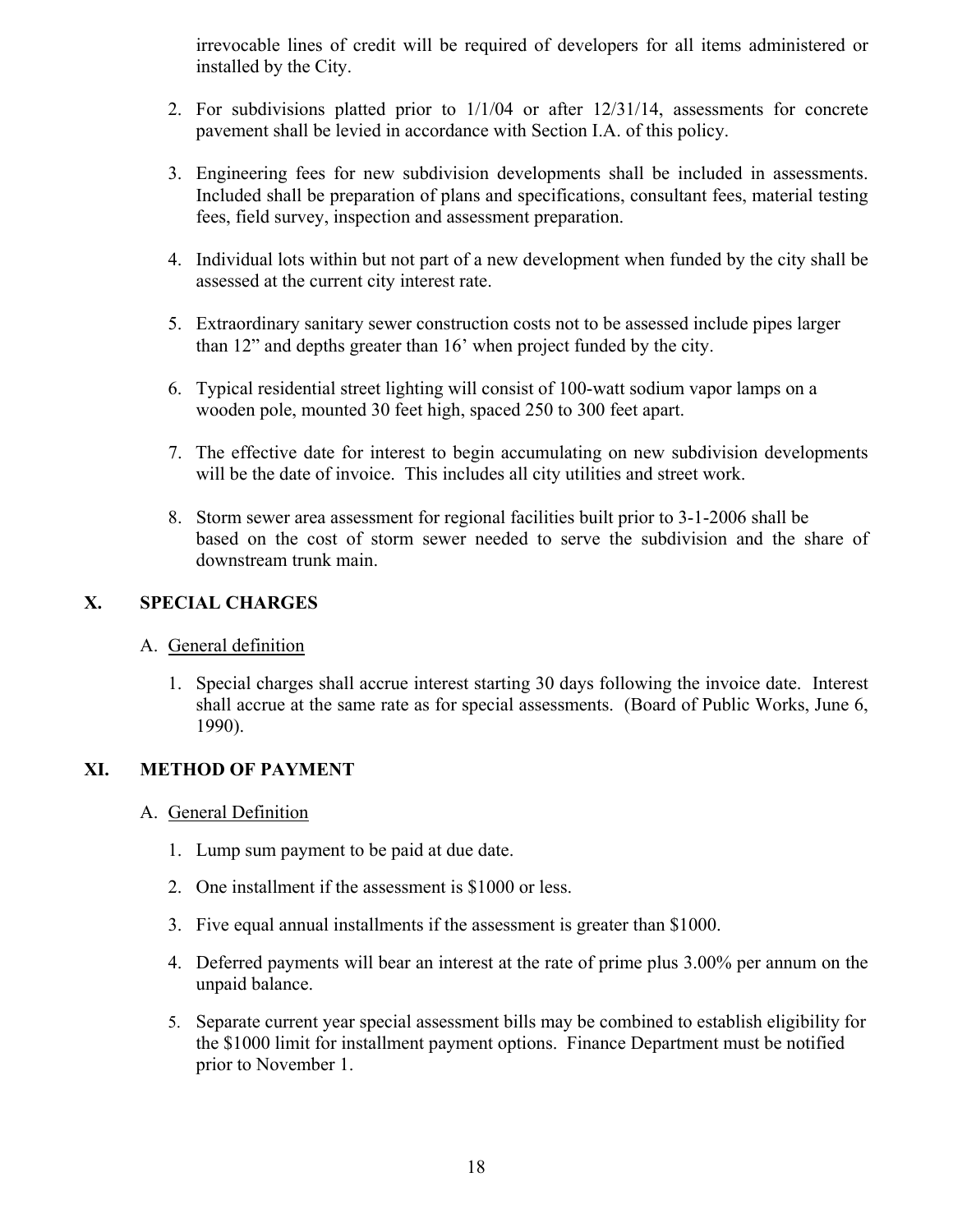irrevocable lines of credit will be required of developers for all items administered or installed by the City.

2. For subdivisions platted prior to 1/1/04 or after 12/31/14, assessments for concrete pavement shall be levied in accordance with Section I.A. of this policy.

3. Engineering fees for new subdivision developments shall be included in assessments. Included shall be preparation of plans and specifications, consultant fees, material testing fees, field survey, inspection and assessment preparation.

4. Individual lots within but not part of a new development when funded by the city shall be assessed at the current city interest rate.

5. Extraordinary sanitary sewer construction costs not to be assessed include pipes larger than 12" and depths greater than 16' when project funded by the city.

6. Typical residential street lighting will consist of 100-watt sodium vapor lamps on a wooden pole, mounted 30 feet high, spaced 250 to 300 feet apart.

7. The effective date for interest to begin accumulating on new subdivision developments will be the date of invoice. This includes all city utilities and street work.

8. Storm sewer area assessment for regional facilities built prior to 3-1-2006 shall be based on the cost of storm sewer needed to serve the subdivision and the share of downstream trunk main.

## X. SPECIAL CHARGES

A. <u>General definition</u>

1. Special charges shall accrue interest starting 30 days following the invoice date. Interest shall accrue at the same rate as for special assessments. (Board of Public Works, June 6, 1990).

## XI. METHOD OF PAYMENT

A. <u>General Definition</u>

1. Lump sum payment to be paid at due date.

2. One installment if the assessment is $1000 or less.

3. Five equal annual installments if the assessment is greater than $1000.

4. Deferred payments will bear an interest at the rate of prime plus 3.00% per annum on the unpaid balance.

5. Separate current year special assessment bills may be combined to establish eligibility for the $1000 limit for installment payment options. Finance Department must be notified prior to November 1.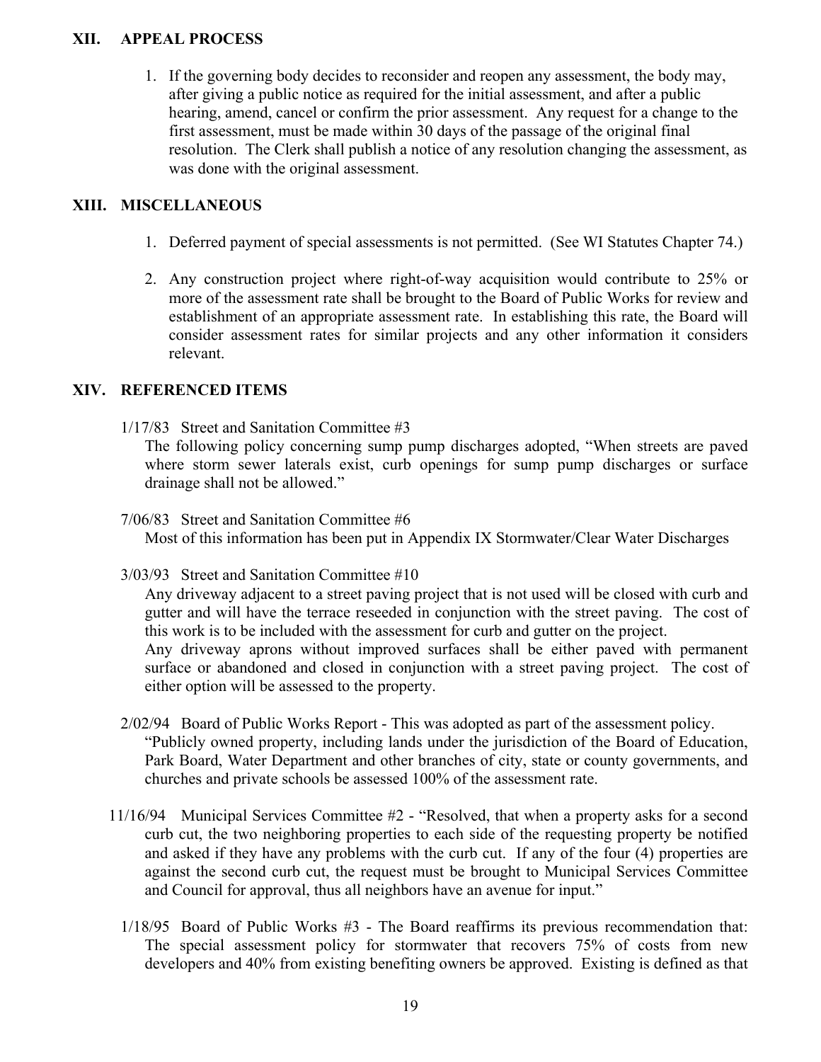## XII. APPEAL PROCESS

1. If the governing body decides to reconsider and reopen any assessment, the body may, after giving a public notice as required for the initial assessment, and after a public hearing, amend, cancel or confirm the prior assessment. Any request for a change to the first assessment, must be made within 30 days of the passage of the original final resolution. The Clerk shall publish a notice of any resolution changing the assessment, as was done with the original assessment.

## XIII. MISCELLANEOUS

1. Deferred payment of special assessments is not permitted. (See WI Statutes Chapter 74.)

2. Any construction project where right-of-way acquisition would contribute to 25% or more of the assessment rate shall be brought to the Board of Public Works for review and establishment of an appropriate assessment rate. In establishing this rate, the Board will consider assessment rates for similar projects and any other information it considers relevant.

## XIV. REFERENCED ITEMS

1/17/83 Street and Sanitation Committee #3
The following policy concerning sump pump discharges adopted, "When streets are paved where storm sewer laterals exist, curb openings for sump pump discharges or surface drainage shall not be allowed."

7/06/83 Street and Sanitation Committee #6
Most of this information has been put in Appendix IX Stormwater/Clear Water Discharges

3/03/93 Street and Sanitation Committee #10
Any driveway adjacent to a street paving project that is not used will be closed with curb and gutter and will have the terrace reseeded in conjunction with the street paving. The cost of this work is to be included with the assessment for curb and gutter on the project.
Any driveway aprons without improved surfaces shall be either paved with permanent surface or abandoned and closed in conjunction with a street paving project. The cost of either option will be assessed to the property.

2/02/94 Board of Public Works Report - This was adopted as part of the assessment policy.
"Publicly owned property, including lands under the jurisdiction of the Board of Education, Park Board, Water Department and other branches of city, state or county governments, and churches and private schools be assessed 100% of the assessment rate.

11/16/94 Municipal Services Committee #2 - "Resolved, that when a property asks for a second curb cut, the two neighboring properties to each side of the requesting property be notified and asked if they have any problems with the curb cut. If any of the four (4) properties are against the second curb cut, the request must be brought to Municipal Services Committee and Council for approval, thus all neighbors have an avenue for input."

1/18/95 Board of Public Works #3 - The Board reaffirms its previous recommendation that: The special assessment policy for stormwater that recovers 75% of costs from new developers and 40% from existing benefiting owners be approved. Existing is defined as that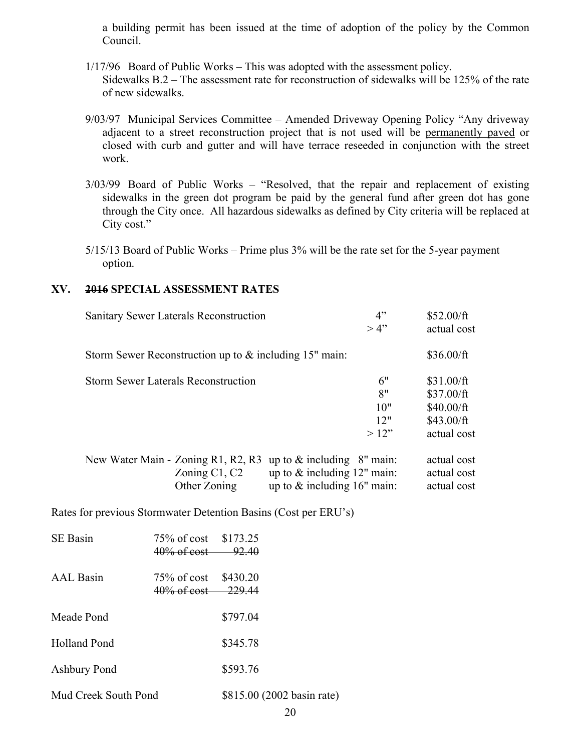a building permit has been issued at the time of adoption of the policy by the Common Council.

1/17/96 Board of Public Works – This was adopted with the assessment policy.
Sidewalks B.2 – The assessment rate for reconstruction of sidewalks will be 125% of the rate of new sidewalks.

9/03/97 Municipal Services Committee – Amended Driveway Opening Policy "Any driveway adjacent to a street reconstruction project that is not used will be <u>permanently paved</u> or closed with curb and gutter and will have terrace reseeded in conjunction with the street work.

3/03/99 Board of Public Works – "Resolved, that the repair and replacement of existing sidewalks in the green dot program be paid by the general fund after green dot has gone through the City once. All hazardous sidewalks as defined by City criteria will be replaced at City cost."

5/15/13 Board of Public Works – Prime plus 3% will be the rate set for the 5-year payment option.

## XV. ~~2016~~ SPECIAL ASSESSMENT RATES

| | | |
|---|---|---|
| Sanitary Sewer Laterals Reconstruction | 4" | $52.00/ft |
| | > 4" | actual cost |
| Storm Sewer Reconstruction up to & including 15" main: | | $36.00/ft |
| Storm Sewer Laterals Reconstruction | 6" | $31.00/ft |
| | 8" | $37.00/ft |
| | 10" | $40.00/ft |
| | 12" | $43.00/ft |
| | > 12" | actual cost |
| New Water Main - Zoning R1, R2, R3 | up to & including 8" main: | actual cost |
| Zoning C1, C2 | up to & including 12" main: | actual cost |
| Other Zoning | up to & including 16" main: | actual cost |

Rates for previous Stormwater Detention Basins (Cost per ERU's)

| | | |
|---|---|---|
| SE Basin | 75% of cost | $173.25 |
| | ~~40% of cost~~ | ~~92.40~~ |
| AAL Basin | 75% of cost | $430.20 |
| | ~~40% of cost~~ | ~~229.44~~ |
| Meade Pond | | $797.04 |
| Holland Pond | | $345.78 |
| Ashbury Pond | | $593.76 |
| Mud Creek South Pond | | $815.00 (2002 basin rate) |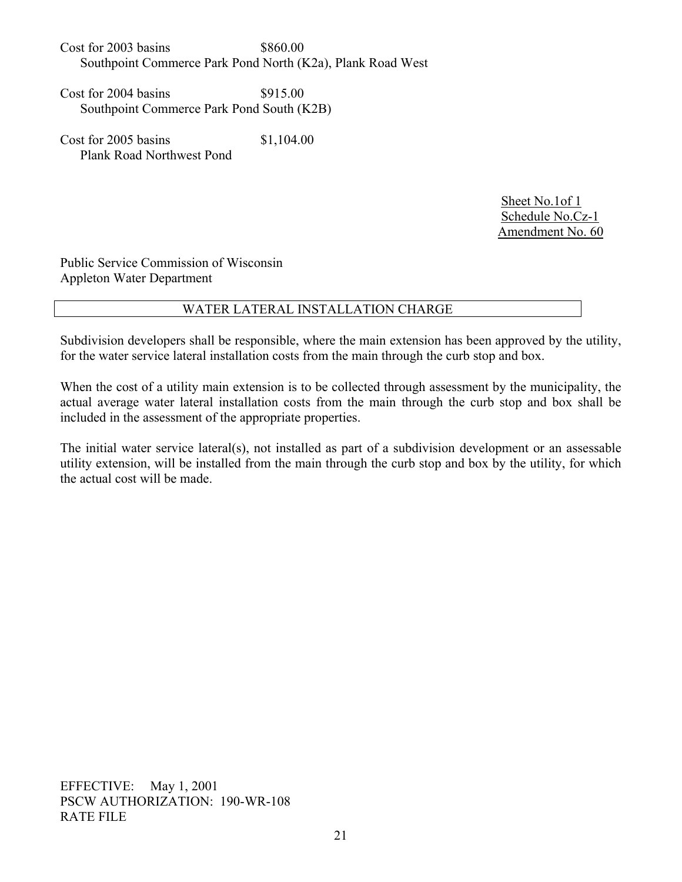Cost for 2003 basins $860.00
Southpoint Commerce Park Pond North (K2a), Plank Road West

Cost for 2004 basins $915.00
Southpoint Commerce Park Pond South (K2B)

Cost for 2005 basins $1,104.00
Plank Road Northwest Pond

Sheet No.1of 1
Schedule No.Cz-1
Amendment No. 60

Public Service Commission of Wisconsin
Appleton Water Department

## WATER LATERAL INSTALLATION CHARGE

Subdivision developers shall be responsible, where the main extension has been approved by the utility, for the water service lateral installation costs from the main through the curb stop and box.

When the cost of a utility main extension is to be collected through assessment by the municipality, the actual average water lateral installation costs from the main through the curb stop and box shall be included in the assessment of the appropriate properties.

The initial water service lateral(s), not installed as part of a subdivision development or an assessable utility extension, will be installed from the main through the curb stop and box by the utility, for which the actual cost will be made.

EFFECTIVE: May 1, 2001
PSCW AUTHORIZATION: 190-WR-108
RATE FILE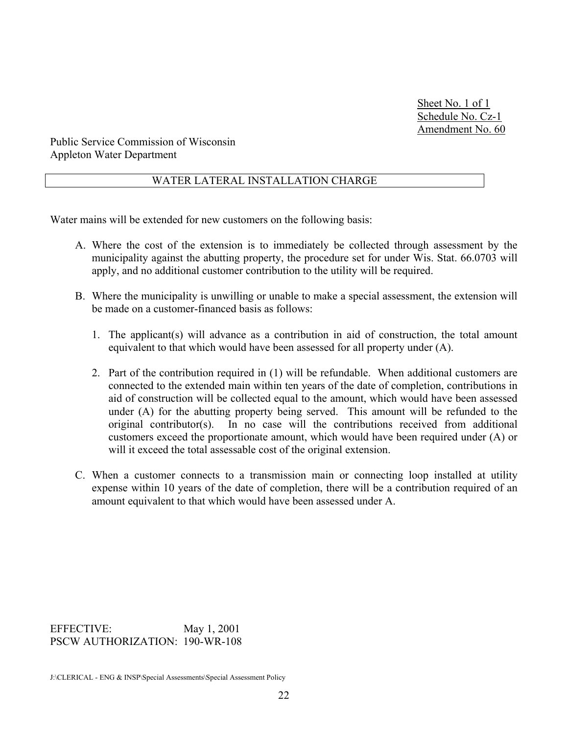Sheet No. 1 of 1
Schedule No. Cz-1
Amendment No. 60

Public Service Commission of Wisconsin
Appleton Water Department

## WATER LATERAL INSTALLATION CHARGE

Water mains will be extended for new customers on the following basis:

A. Where the cost of the extension is to immediately be collected through assessment by the municipality against the abutting property, the procedure set for under Wis. Stat. 66.0703 will apply, and no additional customer contribution to the utility will be required.

B. Where the municipality is unwilling or unable to make a special assessment, the extension will be made on a customer-financed basis as follows:

   1. The applicant(s) will advance as a contribution in aid of construction, the total amount equivalent to that which would have been assessed for all property under (A).

   2. Part of the contribution required in (1) will be refundable. When additional customers are connected to the extended main within ten years of the date of completion, contributions in aid of construction will be collected equal to the amount, which would have been assessed under (A) for the abutting property being served. This amount will be refunded to the original contributor(s). In no case will the contributions received from additional customers exceed the proportionate amount, which would have been required under (A) or will it exceed the total assessable cost of the original extension.

C. When a customer connects to a transmission main or connecting loop installed at utility expense within 10 years of the date of completion, there will be a contribution required of an amount equivalent to that which would have been assessed under A.

EFFECTIVE: May 1, 2001
PSCW AUTHORIZATION: 190-WR-108

J:\CLERICAL - ENG & INSP\Special Assessments\Special Assessment Policy